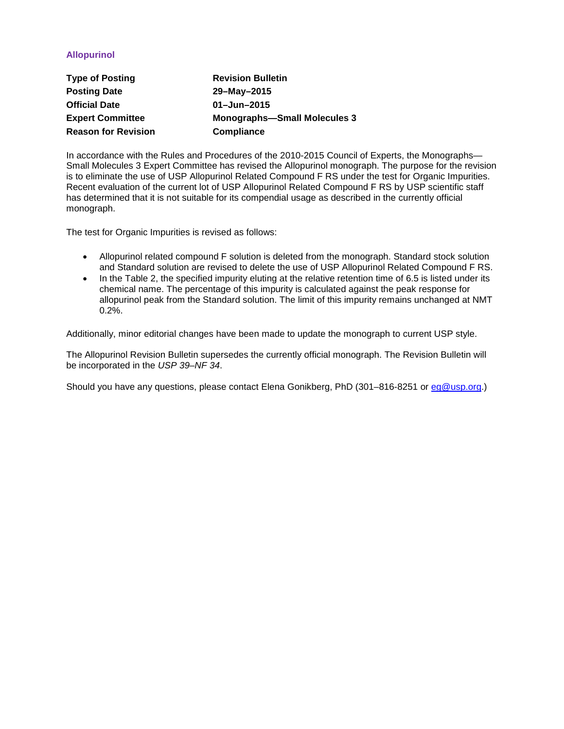## Allopurinol

| | |
|---|---|
| **Type of Posting** | **Revision Bulletin** |
| **Posting Date** | **29–May–2015** |
| **Official Date** | **01–Jun–2015** |
| **Expert Committee** | **Monographs—Small Molecules 3** |
| **Reason for Revision** | **Compliance** |

In accordance with the Rules and Procedures of the 2010-2015 Council of Experts, the Monographs—Small Molecules 3 Expert Committee has revised the Allopurinol monograph. The purpose for the revision is to eliminate the use of USP Allopurinol Related Compound F RS under the test for Organic Impurities. Recent evaluation of the current lot of USP Allopurinol Related Compound F RS by USP scientific staff has determined that it is not suitable for its compendial usage as described in the currently official monograph.

The test for Organic Impurities is revised as follows:

- Allopurinol related compound F solution is deleted from the monograph. Standard stock solution and Standard solution are revised to delete the use of USP Allopurinol Related Compound F RS.
- In the Table 2, the specified impurity eluting at the relative retention time of 6.5 is listed under its chemical name. The percentage of this impurity is calculated against the peak response for allopurinol peak from the Standard solution. The limit of this impurity remains unchanged at NMT 0.2%.

Additionally, minor editorial changes have been made to update the monograph to current USP style.

The Allopurinol Revision Bulletin supersedes the currently official monograph. The Revision Bulletin will be incorporated in the *USP 39–NF 34*.

Should you have any questions, please contact Elena Gonikberg, PhD (301–816-8251 or eg@usp.org.)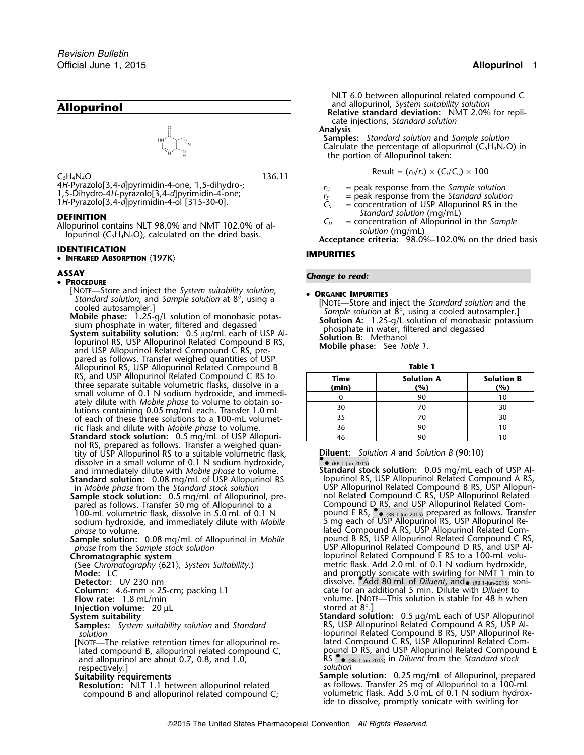## Allopurinol

$C_5H_4N_4O$ 136.11

4*H*-Pyrazolo[3,4-*d*]pyrimidin-4-one, 1,5-dihydro-;
1,5-Dihydro-4*H*-pyrazolo[3,4-*d*]pyrimidin-4-one;
1*H*-Pyrazolo[3,4-*d*]pyrimidin-4-ol [315-30-0].

### DEFINITION

Allopurinol contains NLT 98.0% and NMT 102.0% of allopurinol ($C_5H_4N_4O$), calculated on the dried basis.

### IDENTIFICATION

- **Infrared Absorption** ⟨197K⟩

### ASSAY

- **Procedure**

[Note—Store and inject the *System suitability solution*, *Standard solution*, and *Sample solution* at 8°, using a cooled autosampler.]

**Mobile phase:** 1.25-g/L solution of monobasic potassium phosphate in water, filtered and degassed

**System suitability solution:** 0.5 µg/mL each of USP Allopurinol RS, USP Allopurinol Related Compound B RS, and USP Allopurinol Related Compound C RS, prepared as follows. Transfer weighed quantities of USP Allopurinol RS, USP Allopurinol Related Compound B RS, and USP Allopurinol Related Compound C RS to three separate suitable volumetric flasks, dissolve in a small volume of 0.1 N sodium hydroxide, and immediately dilute with *Mobile phase* to volume to obtain solutions containing 0.05 mg/mL each. Transfer 1.0 mL of each of these three solutions to a 100-mL volumetric flask and dilute with *Mobile phase* to volume.

**Standard stock solution:** 0.5 mg/mL of USP Allopurinol RS, prepared as follows. Transfer a weighed quantity of USP Allopurinol RS to a suitable volumetric flask, dissolve in a small volume of 0.1 N sodium hydroxide, and immediately dilute with *Mobile phase* to volume.

**Standard solution:** 0.08 mg/mL of USP Allopurinol RS in *Mobile phase* from the *Standard stock solution*

**Sample stock solution:** 0.5 mg/mL of Allopurinol, prepared as follows. Transfer 50 mg of Allopurinol to a 100-mL volumetric flask, dissolve in 5.0 mL of 0.1 N sodium hydroxide, and immediately dilute with *Mobile phase* to volume.

**Sample solution:** 0.08 mg/mL of Allopurinol in *Mobile phase* from the *Sample stock solution*

**Chromatographic system**

(See *Chromatography* ⟨621⟩, *System Suitability*.)

**Mode:** LC

**Detector:** UV 230 nm

**Column:** 4.6-mm × 25-cm; packing L1

**Flow rate:** 1.8 mL/min

**Injection volume:** 20 µL

**System suitability**

**Samples:** *System suitability solution* and *Standard solution*

[Note—The relative retention times for allopurinol related compound B, allopurinol related compound C, and allopurinol are about 0.7, 0.8, and 1.0, respectively.]

**Suitability requirements**

**Resolution:** NLT 1.1 between allopurinol related compound B and allopurinol related compound C; NLT 6.0 between allopurinol related compound C and allopurinol, *System suitability solution*

**Relative standard deviation:** NMT 2.0% for replicate injections, *Standard solution*

**Analysis**

**Samples:** *Standard solution* and *Sample solution*

Calculate the percentage of allopurinol ($C_5H_4N_4O$) in the portion of Allopurinol taken:

$$\text{Result} = (r_U/r_S) \times (C_S/C_U) \times 100$$

$r_U$ = peak response from the *Sample solution*
$r_S$ = peak response from the *Standard solution*
$C_S$ = concentration of USP Allopurinol RS in the *Standard solution* (mg/mL)
$C_U$ = concentration of Allopurinol in the *Sample solution* (mg/mL)

**Acceptance criteria:** 98.0%–102.0% on the dried basis

### IMPURITIES

*Change to read:*

- **Organic Impurities**

[Note—Store and inject the *Standard solution* and the *Sample solution* at 8°, using a cooled autosampler.]

**Solution A:** 1.25-g/L solution of monobasic potassium phosphate in water, filtered and degassed

**Solution B:** Methanol

**Mobile phase:** See *Table 1*.

**Table 1**

| Time (min) | Solution A (%) | Solution B (%) |
|---|---|---|
| 0 | 90 | 10 |
| 30 | 70 | 30 |
| 35 | 70 | 30 |
| 36 | 90 | 10 |
| 46 | 90 | 10 |

**Diluent:** *Solution A* and *Solution B* (90:10)

•• (RB 1-Jun-2015)

**Standard stock solution:** 0.05 mg/mL each of USP Allopurinol RS, USP Allopurinol Related Compound A RS, USP Allopurinol Related Compound B RS, USP Allopurinol Related Compound C RS, USP Allopurinol Related Compound D RS, and USP Allopurinol Related Compound E RS, •• (RB 1-Jun-2015) prepared as follows. Transfer 5 mg each of USP Allopurinol RS, USP Allopurinol Related Compound A RS, USP Allopurinol Related Compound B RS, USP Allopurinol Related Compound C RS, USP Allopurinol Related Compound D RS, and USP Allopurinol Related Compound E RS to a 100-mL volumetric flask. Add 2.0 mL of 0.1 N sodium hydroxide, and promptly sonicate with swirling for NMT 1 min to dissolve. •Add 80 mL of *Diluent*, and• (RB 1-Jun-2015) sonicate for an additional 5 min. Dilute with *Diluent* to volume. [Note—This solution is stable for 48 h when stored at 8°.]

**Standard solution:** 0.5 µg/mL each of USP Allopurinol RS, USP Allopurinol Related Compound A RS, USP Allopurinol Related Compound B RS, USP Allopurinol Related Compound C RS, USP Allopurinol Related Compound D RS, and USP Allopurinol Related Compound E RS •• (RB 1-Jun-2015) in *Diluent* from the *Standard stock solution*

**Sample solution:** 0.25 mg/mL of Allopurinol, prepared as follows. Transfer 25 mg of Allopurinol to a 100-mL volumetric flask. Add 5.0 mL of 0.1 N sodium hydroxide to dissolve, promptly sonicate with swirling for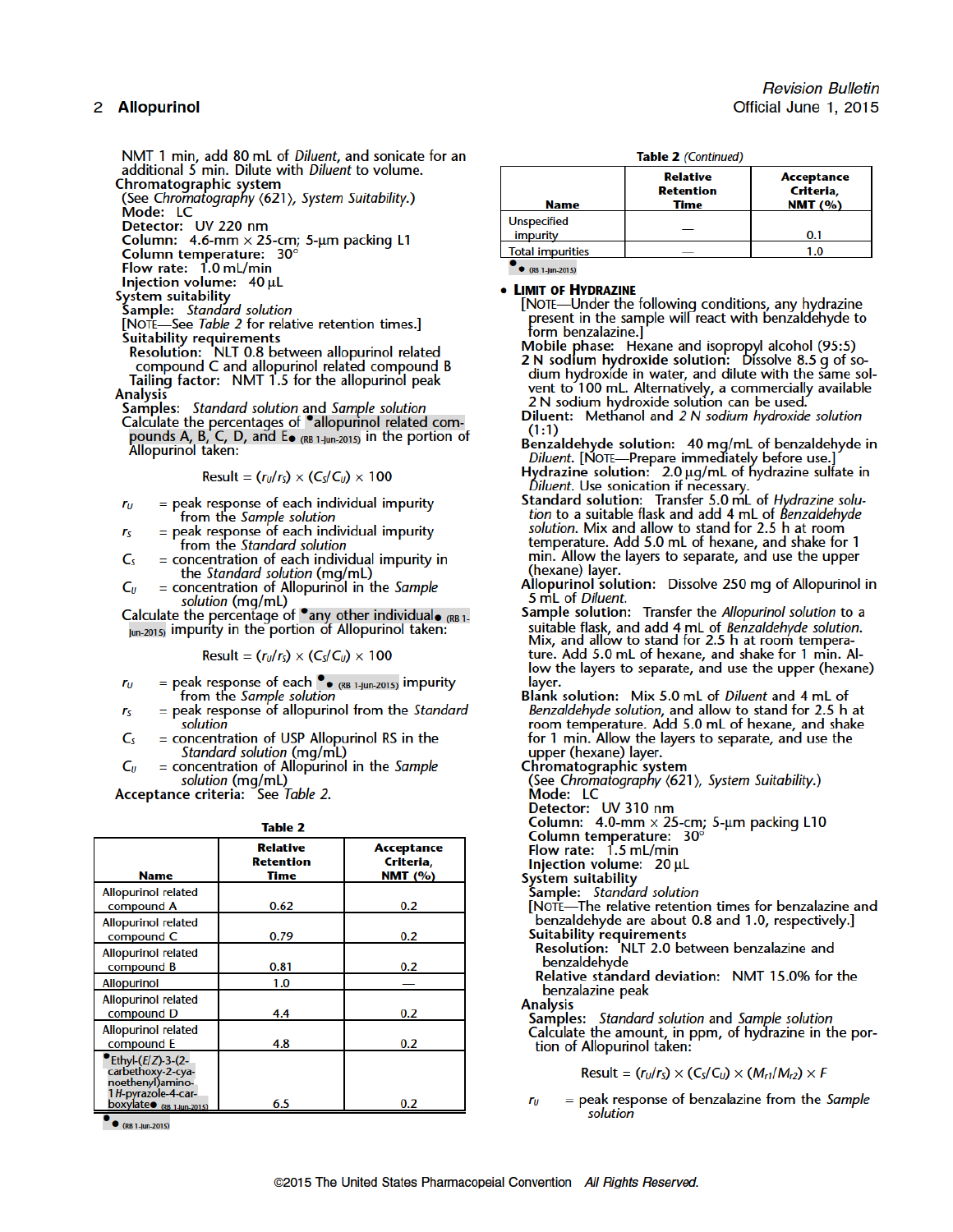NMT 1 min, add 80 mL of *Diluent*, and sonicate for an additional 5 min. Dilute with *Diluent* to volume.

**Chromatographic system**

(See *Chromatography* ⟨621⟩, *System Suitability*.)

**Mode:** LC

**Detector:** UV 220 nm

**Column:** 4.6-mm × 25-cm; 5-µm packing L1

**Column temperature:** 30°

**Flow rate:** 1.0 mL/min

**Injection volume:** 40 µL

**System suitability**

**Sample:** *Standard solution*

[NOTE—See *Table 2* for relative retention times.]

**Suitability requirements**

**Resolution:** NLT 0.8 between allopurinol related compound C and allopurinol related compound B

**Tailing factor:** NMT 1.5 for the allopurinol peak

**Analysis**

**Samples:** *Standard solution* and *Sample solution*

Calculate the percentages of •allopurinol related compounds A, B, C, D, and E• (RB 1-Jun-2015) in the portion of Allopurinol taken:

$$\text{Result} = (r_U/r_S) \times (C_S/C_U) \times 100$$

$r_U$ = peak response of each individual impurity from the *Sample solution*

$r_S$ = peak response of each individual impurity from the *Standard solution*

$C_S$ = concentration of each individual impurity in the *Standard solution* (mg/mL)

$C_U$ = concentration of Allopurinol in the *Sample solution* (mg/mL)

Calculate the percentage of •any other individual• (RB 1-Jun-2015) impurity in the portion of Allopurinol taken:

$$\text{Result} = (r_U/r_S) \times (C_S/C_U) \times 100$$

$r_U$ = peak response of each •• (RB 1-Jun-2015) impurity from the *Sample solution*

$r_S$ = peak response of allopurinol from the *Standard solution*

$C_S$ = concentration of USP Allopurinol RS in the *Standard solution* (mg/mL)

$C_U$ = concentration of Allopurinol in the *Sample solution* (mg/mL)

**Acceptance criteria:** See *Table 2*.

**Table 2**

| Name | Relative Retention Time | Acceptance Criteria, NMT (%) |
|---|---|---|
| Allopurinol related compound A | 0.62 | 0.2 |
| Allopurinol related compound C | 0.79 | 0.2 |
| Allopurinol related compound B | 0.81 | 0.2 |
| Allopurinol | 1.0 | — |
| Allopurinol related compound D | 4.4 | 0.2 |
| Allopurinol related compound E | 4.8 | 0.2 |
| •Ethyl-(*E*/*Z*)-3-(2-carbethoxy-2-cyanoethenyl)amino-1*H*-pyrazole-4-carboxylate• (RB 1-Jun-2015) | 6.5 | 0.2 |
| Unspecified impurity | — | 0.1 |
| Total impurities | — | 1.0 |

•• (RB 1-Jun-2015)

• **LIMIT OF HYDRAZINE**

[NOTE—Under the following conditions, any hydrazine present in the sample will react with benzaldehyde to form benzalazine.]

**Mobile phase:** Hexane and isopropyl alcohol (95:5)

**2 N sodium hydroxide solution:** Dissolve 8.5 g of sodium hydroxide in water, and dilute with the same solvent to 100 mL. Alternatively, a commercially available 2 N sodium hydroxide solution can be used.

**Diluent:** Methanol and *2 N sodium hydroxide solution* (1:1)

**Benzaldehyde solution:** 40 mg/mL of benzaldehyde in *Diluent*. [NOTE—Prepare immediately before use.]

**Hydrazine solution:** 2.0 µg/mL of hydrazine sulfate in *Diluent*. Use sonication if necessary.

**Standard solution:** Transfer 5.0 mL of *Hydrazine solution* to a suitable flask and add 4 mL of *Benzaldehyde solution*. Mix and allow to stand for 2.5 h at room temperature. Add 5.0 mL of hexane, and shake for 1 min. Allow the layers to separate, and use the upper (hexane) layer.

**Allopurinol solution:** Dissolve 250 mg of Allopurinol in 5 mL of *Diluent*.

**Sample solution:** Transfer the *Allopurinol solution* to a suitable flask, and add 4 mL of *Benzaldehyde solution*. Mix, and allow to stand for 2.5 h at room temperature. Add 5.0 mL of hexane, and shake for 1 min. Allow the layers to separate, and use the upper (hexane) layer.

**Blank solution:** Mix 5.0 mL of *Diluent* and 4 mL of *Benzaldehyde solution*, and allow to stand for 2.5 h at room temperature. Add 5.0 mL of hexane, and shake for 1 min. Allow the layers to separate, and use the upper (hexane) layer.

**Chromatographic system**

(See *Chromatography* ⟨621⟩, *System Suitability*.)

**Mode:** LC

**Detector:** UV 310 nm

**Column:** 4.0-mm × 25-cm; 5-µm packing L10

**Column temperature:** 30°

**Flow rate:** 1.5 mL/min

**Injection volume:** 20 µL

**System suitability**

**Sample:** *Standard solution*

[NOTE—The relative retention times for benzalazine and benzaldehyde are about 0.8 and 1.0, respectively.]

**Suitability requirements**

**Resolution:** NLT 2.0 between benzalazine and benzaldehyde

**Relative standard deviation:** NMT 15.0% for the benzalazine peak

**Analysis**

**Samples:** *Standard solution* and *Sample solution*

Calculate the amount, in ppm, of hydrazine in the portion of Allopurinol taken:

$$\text{Result} = (r_U/r_S) \times (C_S/C_U) \times (M_{r1}/M_{r2}) \times F$$

$r_U$ = peak response of benzalazine from the *Sample solution*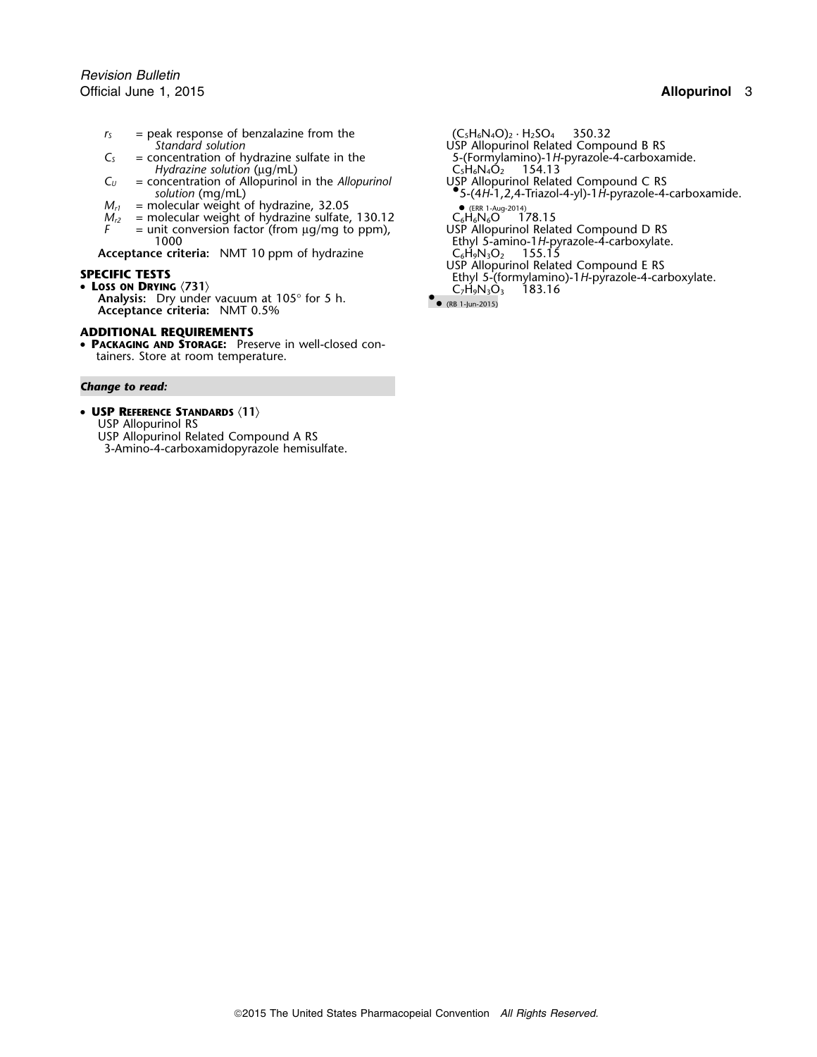$r_S$ = peak response of benzalazine from the *Standard solution*

$C_S$ = concentration of hydrazine sulfate in the *Hydrazine solution* (µg/mL)

$C_U$ = concentration of Allopurinol in the *Allopurinol solution* (mg/mL)

$M_{r1}$ = molecular weight of hydrazine, 32.05

$M_{r2}$ = molecular weight of hydrazine sulfate, 130.12

$F$ = unit conversion factor (from µg/mg to ppm), 1000

**Acceptance criteria:** NMT 10 ppm of hydrazine

## SPECIFIC TESTS

- **Loss on Drying** 〈731〉
  **Analysis:** Dry under vacuum at 105° for 5 h.
  **Acceptance criteria:** NMT 0.5%

## ADDITIONAL REQUIREMENTS

- **Packaging and Storage:** Preserve in well-closed containers. Store at room temperature.

*Change to read:*

- **USP Reference Standards** 〈11〉
  USP Allopurinol RS
  USP Allopurinol Related Compound A RS
  3-Amino-4-carboxamidopyrazole hemisulfate.
  $(C_4H_6N_4O)_2 \cdot H_2SO_4$ 350.32
  USP Allopurinol Related Compound B RS
  5-(Formylamino)-1*H*-pyrazole-4-carboxamide.
  $C_5H_6N_4O_2$ 154.13
  USP Allopurinol Related Compound C RS
  •5-(4*H*-1,2,4-Triazol-4-yl)-1*H*-pyrazole-4-carboxamide.
  • (ERR 1-Aug-2014)
  $C_6H_6N_6O$ 178.15
  USP Allopurinol Related Compound D RS
  Ethyl 5-amino-1*H*-pyrazole-4-carboxylate.
  $C_6H_9N_3O_2$ 155.15
  USP Allopurinol Related Compound E RS
  Ethyl 5-(formylamino)-1*H*-pyrazole-4-carboxylate.
  $C_7H_9N_3O_3$ 183.16
  •
  • (RB 1-Jun-2015)